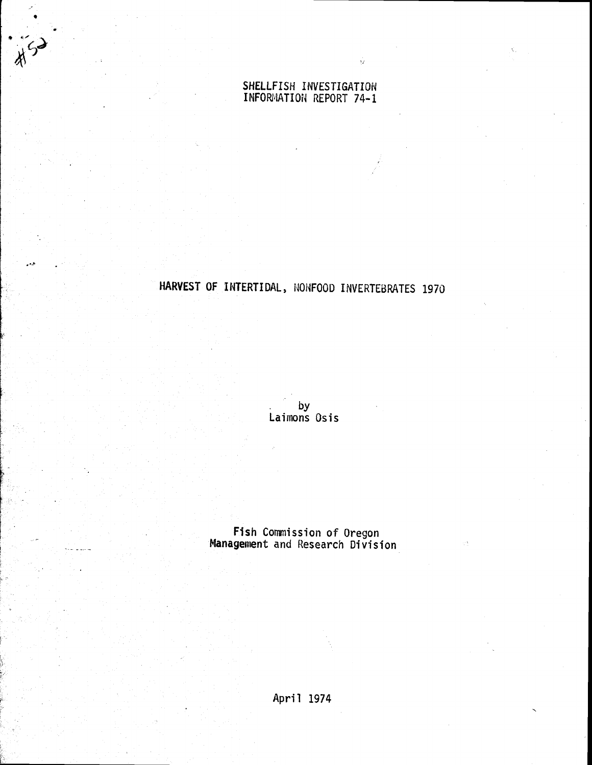SHELLFISH INVESTIGATION
INFORMATION REPORT 74-1

# HARVEST OF INTERTIDAL, NONFOOD INVERTEBRATES 1970

by
Laimons Osis

Fish Commission of Oregon
Management and Research Division

April 1974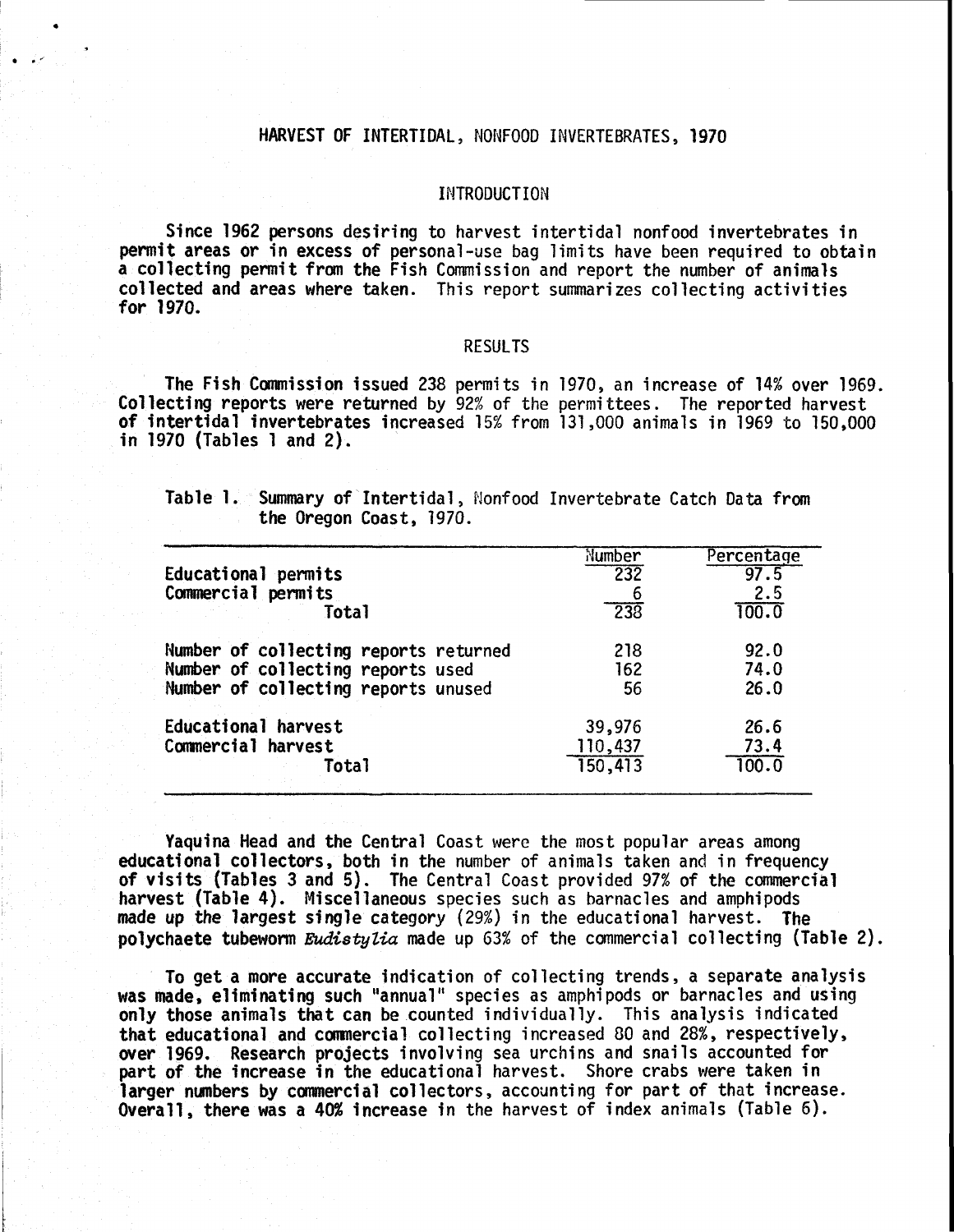# HARVEST OF INTERTIDAL, NONFOOD INVERTEBRATES, 1970

## INTRODUCTION

Since 1962 persons desiring to harvest intertidal nonfood invertebrates in permit areas or in excess of personal-use bag limits have been required to obtain a collecting permit from the Fish Commission and report the number of animals collected and areas where taken. This report summarizes collecting activities for 1970.

## RESULTS

The Fish Commission issued 238 permits in 1970, an increase of 14% over 1969. Collecting reports were returned by 92% of the permittees. The reported harvest of intertidal invertebrates increased 15% from 131,000 animals in 1969 to 150,000 in 1970 (Tables 1 and 2).

Table 1. Summary of Intertidal, Nonfood Invertebrate Catch Data from the Oregon Coast, 1970.

| | Number | Percentage |
|---|---|---|
| Educational permits | 232 | 97.5 |
| Commercial permits | 6 | 2.5 |
| Total | 238 | 100.0 |
| Number of collecting reports returned | 218 | 92.0 |
| Number of collecting reports used | 162 | 74.0 |
| Number of collecting reports unused | 56 | 26.0 |
| Educational harvest | 39,976 | 26.6 |
| Commercial harvest | 110,437 | 73.4 |
| Total | 150,413 | 100.0 |

Yaquina Head and the Central Coast were the most popular areas among educational collectors, both in the number of animals taken and in frequency of visits (Tables 3 and 5). The Central Coast provided 97% of the commercial harvest (Table 4). Miscellaneous species such as barnacles and amphipods made up the largest single category (29%) in the educational harvest. The polychaete tubeworm *Eudistylia* made up 63% of the commercial collecting (Table 2).

To get a more accurate indication of collecting trends, a separate analysis was made, eliminating such "annual" species as amphipods or barnacles and using only those animals that can be counted individually. This analysis indicated that educational and commercial collecting increased 80 and 28%, respectively, over 1969. Research projects involving sea urchins and snails accounted for part of the increase in the educational harvest. Shore crabs were taken in larger numbers by commercial collectors, accounting for part of that increase. Overall, there was a 40% increase in the harvest of index animals (Table 6).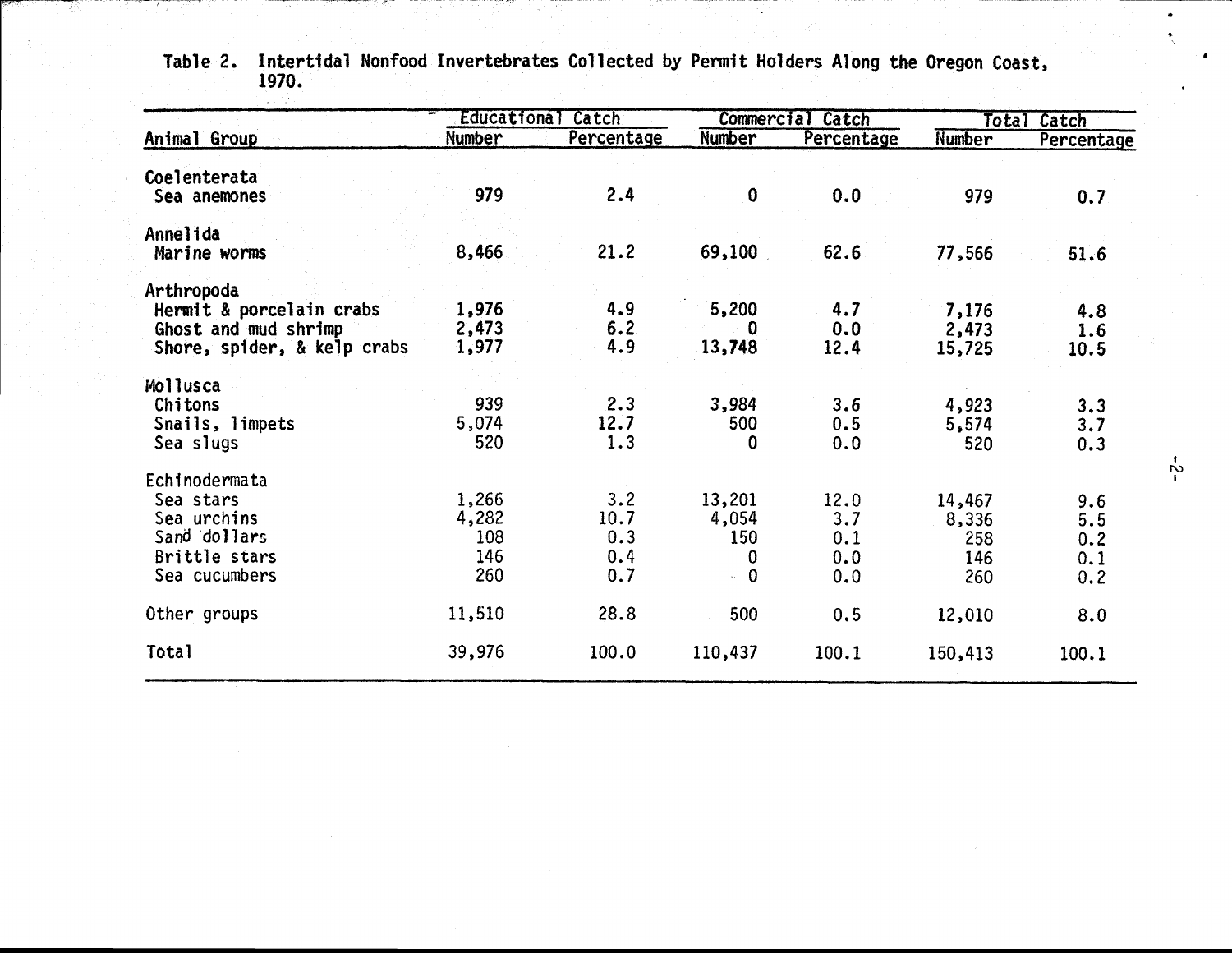Table 2. Intertidal Nonfood Invertebrates Collected by Permit Holders Along the Oregon Coast, 1970.

| Animal Group | Educational Catch | | Commercial Catch | | Total Catch | |
|---|---|---|---|---|---|---|
| | Number | Percentage | Number | Percentage | Number | Percentage |
| Coelenterata | | | | | | |
| Sea anemones | 979 | 2.4 | 0 | 0.0 | 979 | 0.7 |
| Annelida | | | | | | |
| Marine worms | 8,466 | 21.2 | 69,100 | 62.6 | 77,566 | 51.6 |
| Arthropoda | | | | | | |
| Hermit & porcelain crabs | 1,976 | 4.9 | 5,200 | 4.7 | 7,176 | 4.8 |
| Ghost and mud shrimp | 2,473 | 6.2 | 0 | 0.0 | 2,473 | 1.6 |
| Shore, spider, & kelp crabs | 1,977 | 4.9 | 13,748 | 12.4 | 15,725 | 10.5 |
| Mollusca | | | | | | |
| Chitons | 939 | 2.3 | 3,984 | 3.6 | 4,923 | 3.3 |
| Snails, limpets | 5,074 | 12.7 | 500 | 0.5 | 5,574 | 3.7 |
| Sea slugs | 520 | 1.3 | 0 | 0.0 | 520 | 0.3 |
| Echinodermata | | | | | | |
| Sea stars | 1,266 | 3.2 | 13,201 | 12.0 | 14,467 | 9.6 |
| Sea urchins | 4,282 | 10.7 | 4,054 | 3.7 | 8,336 | 5.5 |
| Sand dollars | 108 | 0.3 | 150 | 0.1 | 258 | 0.2 |
| Brittle stars | 146 | 0.4 | 0 | 0.0 | 146 | 0.1 |
| Sea cucumbers | 260 | 0.7 | 0 | 0.0 | 260 | 0.2 |
| Other groups | 11,510 | 28.8 | 500 | 0.5 | 12,010 | 8.0 |
| Total | 39,976 | 100.0 | 110,437 | 100.1 | 150,413 | 100.1 |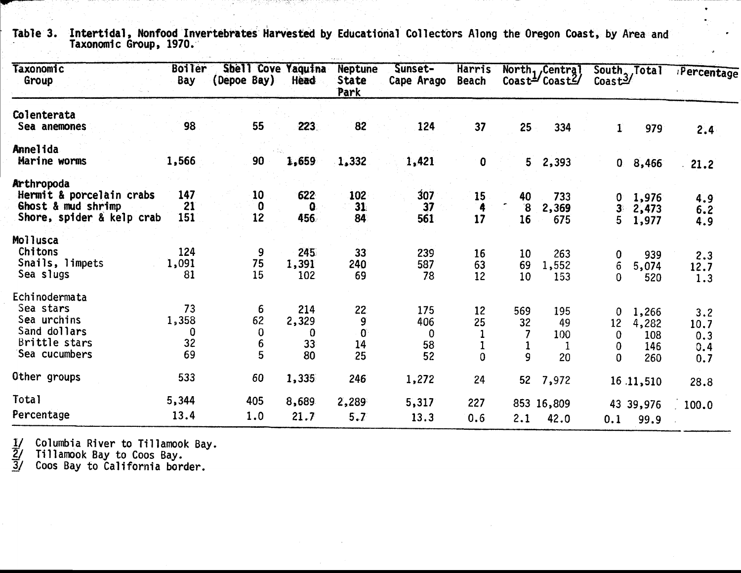Table 3. Intertidal, Nonfood Invertebrates Harvested by Educational Collectors Along the Oregon Coast, by Area and Taxonomic Group, 1970.

| Taxonomic Group | Boiler Bay | Shell Cove (Depoe Bay) | Yaquina Head | Neptune State Park | Sunset-Cape Arago | Harris Beach | North Coast[1] | Central Coast[2] | South Coast[3] | Total | Percentage |
|---|---|---|---|---|---|---|---|---|---|---|---|
| **Colenterata** | | | | | | | | | | | |
| Sea anemones | 98 | 55 | 223 | 82 | 124 | 37 | 25 | 334 | 1 | 979 | 2.4 |
| **Annelida** | | | | | | | | | | | |
| Marine worms | 1,566 | 90 | 1,659 | 1,332 | 1,421 | 0 | 5 | 2,393 | 0 | 8,466 | 21.2 |
| **Arthropoda** | | | | | | | | | | | |
| Hermit & porcelain crabs | 147 | 10 | 622 | 102 | 307 | 15 | 40 | 733 | 0 | 1,976 | 4.9 |
| Ghost & mud shrimp | 21 | 0 | 0 | 31 | 37 | 4 | 8 | 2,369 | 3 | 2,473 | 6.2 |
| Shore, spider & kelp crab | 151 | 12 | 456 | 84 | 561 | 17 | 16 | 675 | 5 | 1,977 | 4.9 |
| **Mollusca** | | | | | | | | | | | |
| Chitons | 124 | 9 | 245 | 33 | 239 | 16 | 10 | 263 | 0 | 939 | 2.3 |
| Snails, limpets | 1,091 | 75 | 1,391 | 240 | 587 | 63 | 69 | 1,552 | 6 | 5,074 | 12.7 |
| Sea slugs | 81 | 15 | 102 | 69 | 78 | 12 | 10 | 153 | 0 | 520 | 1.3 |
| **Echinodermata** | | | | | | | | | | | |
| Sea stars | 73 | 6 | 214 | 22 | 175 | 12 | 569 | 195 | 0 | 1,266 | 3.2 |
| Sea urchins | 1,358 | 62 | 2,329 | 9 | 406 | 25 | 32 | 49 | 12 | 4,282 | 10.7 |
| Sand dollars | 0 | 0 | 0 | 0 | 0 | 1 | 7 | 100 | 0 | 108 | 0.3 |
| Brittle stars | 32 | 6 | 33 | 14 | 58 | 1 | 1 | 1 | 0 | 146 | 0.4 |
| Sea cucumbers | 69 | 5 | 80 | 25 | 52 | 0 | 9 | 20 | 0 | 260 | 0.7 |
| Other groups | 533 | 60 | 1,335 | 246 | 1,272 | 24 | 52 | 7,972 | 16 | 11,510 | 28.8 |
| Total | 5,344 | 405 | 8,689 | 2,289 | 5,317 | 227 | 853 | 16,809 | 43 | 39,976 | 100.0 |
| Percentage | 13.4 | 1.0 | 21.7 | 5.7 | 13.3 | 0.6 | 2.1 | 42.0 | 0.1 | 99.9 | |

1/ Columbia River to Tillamook Bay.
2/ Tillamook Bay to Coos Bay.
3/ Coos Bay to California border.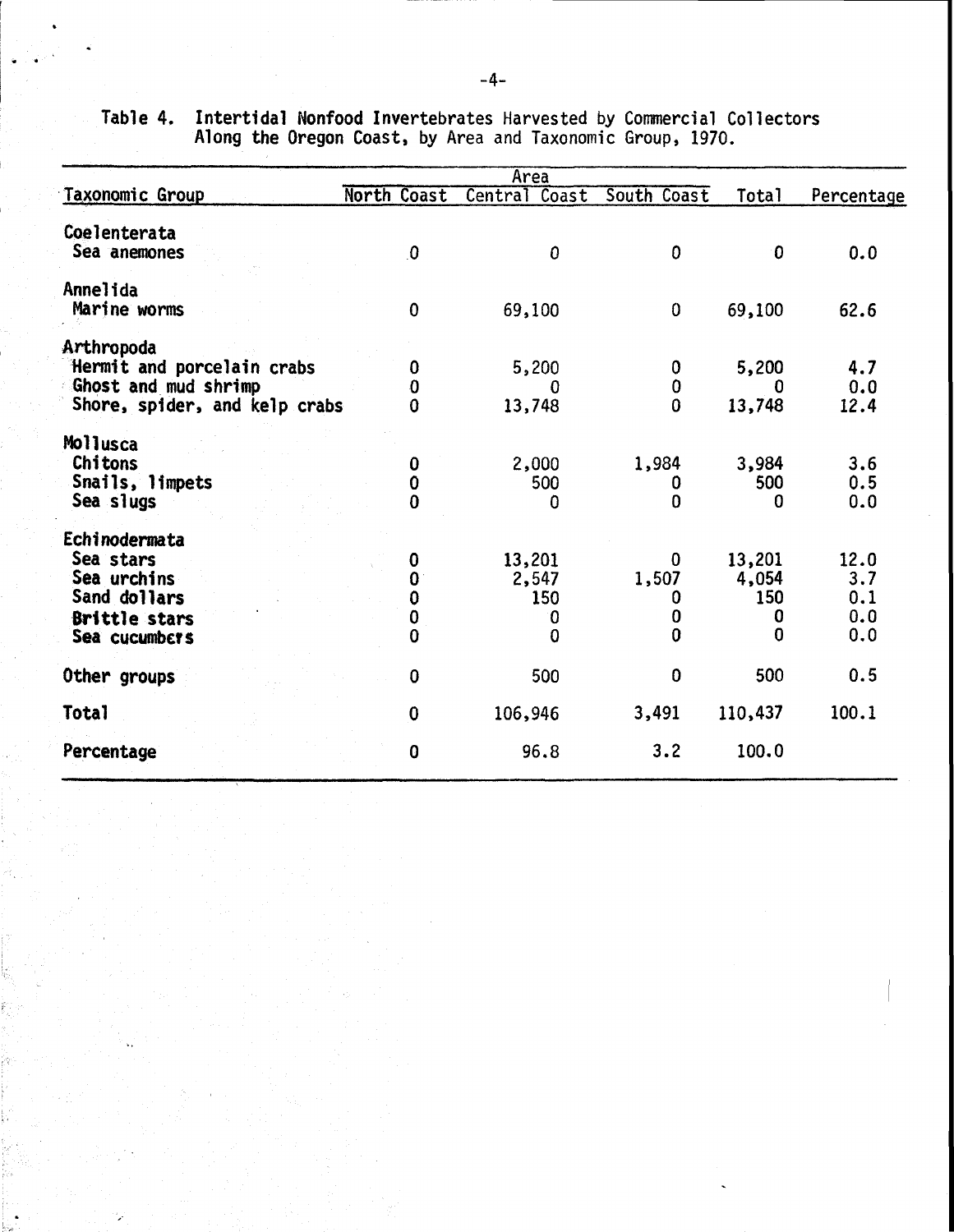Table 4. Intertidal Nonfood Invertebrates Harvested by Commercial Collectors Along the Oregon Coast, by Area and Taxonomic Group, 1970.

| Taxonomic Group | Area | | | Total | Percentage |
|---|---|---|---|---|---|
| | North Coast | Central Coast | South Coast | | |
| **Coelenterata** | | | | | |
| Sea anemones | 0 | 0 | 0 | 0 | 0.0 |
| **Annelida** | | | | | |
| Marine worms | 0 | 69,100 | 0 | 69,100 | 62.6 |
| **Arthropoda** | | | | | |
| Hermit and porcelain crabs | 0 | 5,200 | 0 | 5,200 | 4.7 |
| Ghost and mud shrimp | 0 | 0 | 0 | 0 | 0.0 |
| Shore, spider, and kelp crabs | 0 | 13,748 | 0 | 13,748 | 12.4 |
| **Mollusca** | | | | | |
| Chitons | 0 | 2,000 | 1,984 | 3,984 | 3.6 |
| Snails, limpets | 0 | 500 | 0 | 500 | 0.5 |
| Sea slugs | 0 | 0 | 0 | 0 | 0.0 |
| **Echinodermata** | | | | | |
| Sea stars | 0 | 13,201 | 0 | 13,201 | 12.0 |
| Sea urchins | 0 | 2,547 | 1,507 | 4,054 | 3.7 |
| Sand dollars | 0 | 150 | 0 | 150 | 0.1 |
| Brittle stars | 0 | 0 | 0 | 0 | 0.0 |
| Sea cucumbers | 0 | 0 | 0 | 0 | 0.0 |
| **Other groups** | 0 | 500 | 0 | 500 | 0.5 |
| **Total** | 0 | 106,946 | 3,491 | 110,437 | 100.1 |
| **Percentage** | 0 | 96.8 | 3.2 | 100.0 | |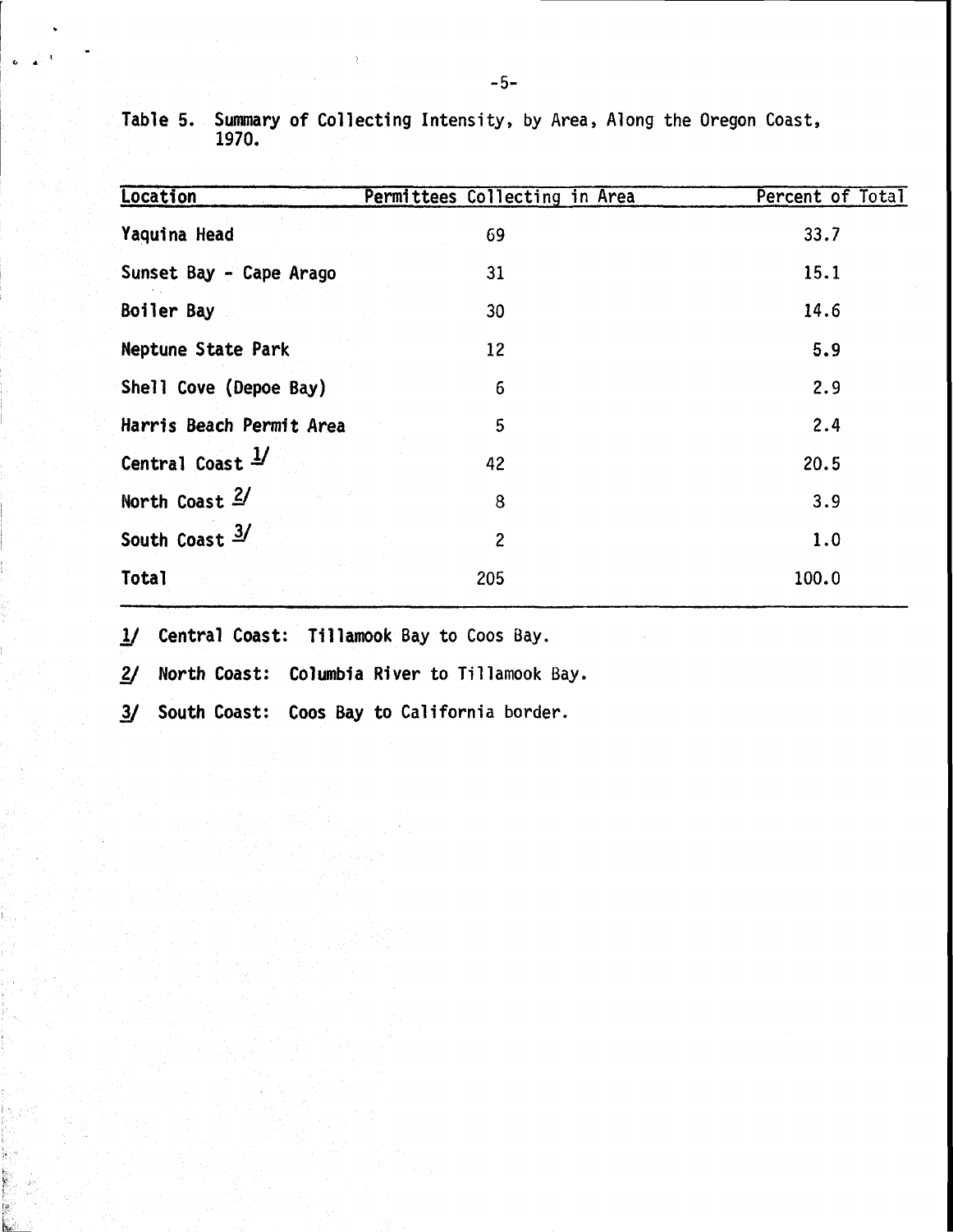Table 5. Summary of Collecting Intensity, by Area, Along the Oregon Coast, 1970.

| Location | Permittees Collecting in Area | Percent of Total |
|---|---|---|
| Yaquina Head | 69 | 33.7 |
| Sunset Bay - Cape Arago | 31 | 15.1 |
| Boiler Bay | 30 | 14.6 |
| Neptune State Park | 12 | 5.9 |
| Shell Cove (Depoe Bay) | 6 | 2.9 |
| Harris Beach Permit Area | 5 | 2.4 |
| Central Coast [1] | 42 | 20.5 |
| North Coast [2] | 8 | 3.9 |
| South Coast [3] | 2 | 1.0 |
| Total | 205 | 100.0 |

1/ Central Coast: Tillamook Bay to Coos Bay.

2/ North Coast: Columbia River to Tillamook Bay.

3/ South Coast: Coos Bay to California border.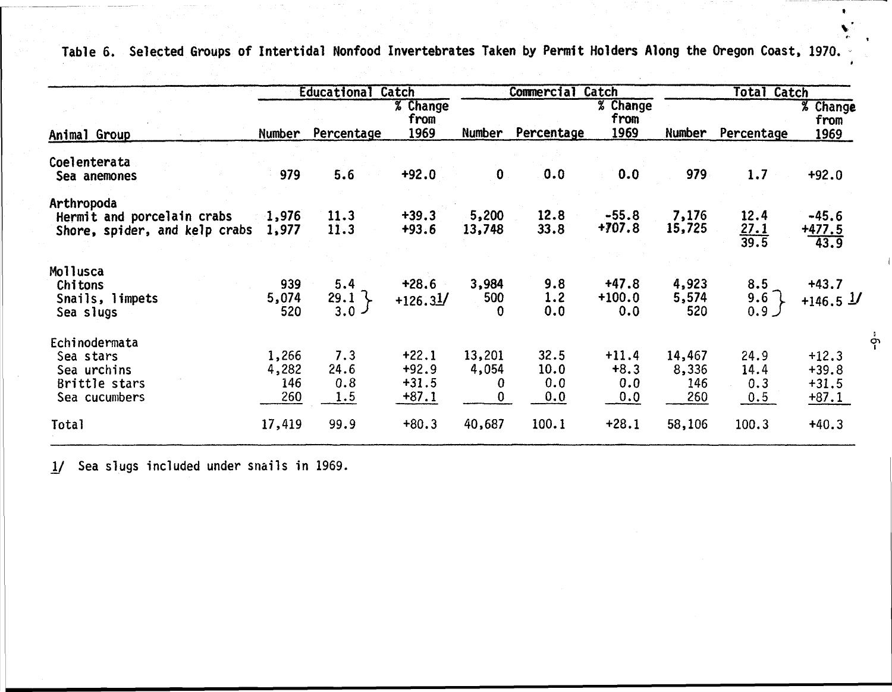Table 6. Selected Groups of Intertidal Nonfood Invertebrates Taken by Permit Holders Along the Oregon Coast, 1970.

| | Educational Catch | | | Commercial Catch | | | Total Catch | | |
|---|---|---|---|---|---|---|---|---|---|
| Animal Group | Number | Percentage | % Change from 1969 | Number | Percentage | % Change from 1969 | Number | Percentage | % Change from 1969 |
| **Coelenterata** | | | | | | | | | |
| Sea anemones | 979 | 5.6 | +92.0 | 0 | 0.0 | 0.0 | 979 | 1.7 | +92.0 |
| **Arthropoda** | | | | | | | | | |
| Hermit and porcelain crabs | 1,976 | 11.3 | +39.3 | 5,200 | 12.8 | -55.8 | 7,176 | 12.4 | -45.6 |
| Shore, spider, and kelp crabs | 1,977 | 11.3 | +93.6 | 13,748 | 33.8 | +707.8 | 15,725 | 27.1 | +477.5 |
| | | | | | | | | 39.5 | 43.9 |
| **Mollusca** | | | | | | | | | |
| Chitons | 939 | 5.4 | +28.6 | 3,984 | 9.8 | +47.8 | 4,923 | 8.5 | +43.7 |
| Snails, limpets | 5,074 | 29.1 } | +126.3 1/ | 500 | 1.2 | +100.0 | 5,574 | 9.6 } | +146.5 1/ |
| Sea slugs | 520 | 3.0 } | | 0 | 0.0 | 0.0 | 520 | 0.9 } | |
| **Echinodermata** | | | | | | | | | |
| Sea stars | 1,266 | 7.3 | +22.1 | 13,201 | 32.5 | +11.4 | 14,467 | 24.9 | +12.3 |
| Sea urchins | 4,282 | 24.6 | +92.9 | 4,054 | 10.0 | +8.3 | 8,336 | 14.4 | +39.8 |
| Brittle stars | 146 | 0.8 | +31.5 | 0 | 0.0 | 0.0 | 146 | 0.3 | +31.5 |
| Sea cucumbers | 260 | 1.5 | +87.1 | 0 | 0.0 | 0.0 | 260 | 0.5 | +87.1 |
| Total | 17,419 | 99.9 | +80.3 | 40,687 | 100.1 | +28.1 | 58,106 | 100.3 | +40.3 |

1/ Sea slugs included under snails in 1969.